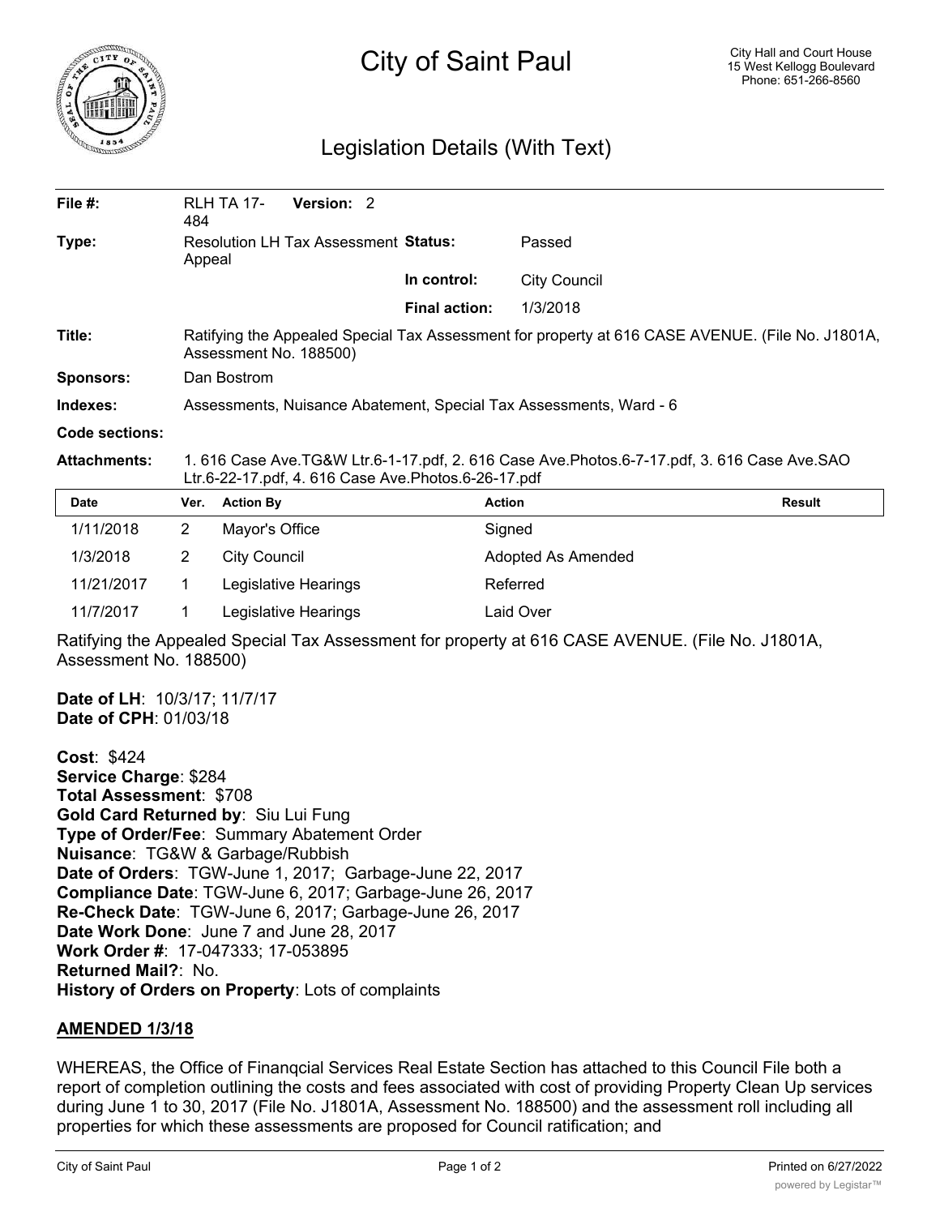# City of Saint Paul

City Hall and Court House
15 West Kellogg Boulevard
Phone: 651-266-8560

## Legislation Details (With Text)

| | | | |
|---|---|---|---|
| **File #:** | RLH TA 17-484 **Version:** 2 | | |
| **Type:** | Resolution LH Tax Assessment Appeal | **Status:** | Passed |
| | | **In control:** | City Council |
| | | **Final action:** | 1/3/2018 |
| **Title:** | Ratifying the Appealed Special Tax Assessment for property at 616 CASE AVENUE. (File No. J1801A, Assessment No. 188500) | | |
| **Sponsors:** | Dan Bostrom | | |
| **Indexes:** | Assessments, Nuisance Abatement, Special Tax Assessments, Ward - 6 | | |
| **Code sections:** | | | |
| **Attachments:** | 1. 616 Case Ave.TG&W Ltr.6-1-17.pdf, 2. 616 Case Ave.Photos.6-7-17.pdf, 3. 616 Case Ave.SAO Ltr.6-22-17.pdf, 4. 616 Case Ave.Photos.6-26-17.pdf | | |

| Date | Ver. | Action By | Action | Result |
|---|---|---|---|---|
| 1/11/2018 | 2 | Mayor's Office | Signed | |
| 1/3/2018 | 2 | City Council | Adopted As Amended | |
| 11/21/2017 | 1 | Legislative Hearings | Referred | |
| 11/7/2017 | 1 | Legislative Hearings | Laid Over | |

Ratifying the Appealed Special Tax Assessment for property at 616 CASE AVENUE. (File No. J1801A, Assessment No. 188500)

**Date of LH**: 10/3/17; 11/7/17
**Date of CPH**: 01/03/18

**Cost**: $424
**Service Charge**: $284
**Total Assessment**: $708
**Gold Card Returned by**: Siu Lui Fung
**Type of Order/Fee**: Summary Abatement Order
**Nuisance**: TG&W & Garbage/Rubbish
**Date of Orders**: TGW-June 1, 2017; Garbage-June 22, 2017
**Compliance Date**: TGW-June 6, 2017; Garbage-June 26, 2017
**Re-Check Date**: TGW-June 6, 2017; Garbage-June 26, 2017
**Date Work Done**: June 7 and June 28, 2017
**Work Order #**: 17-047333; 17-053895
**Returned Mail?**: No.
**History of Orders on Property**: Lots of complaints

**AMENDED 1/3/18**

WHEREAS, the Office of Finanqcial Services Real Estate Section has attached to this Council File both a report of completion outlining the costs and fees associated with cost of providing Property Clean Up services during June 1 to 30, 2017 (File No. J1801A, Assessment No. 188500) and the assessment roll including all properties for which these assessments are proposed for Council ratification; and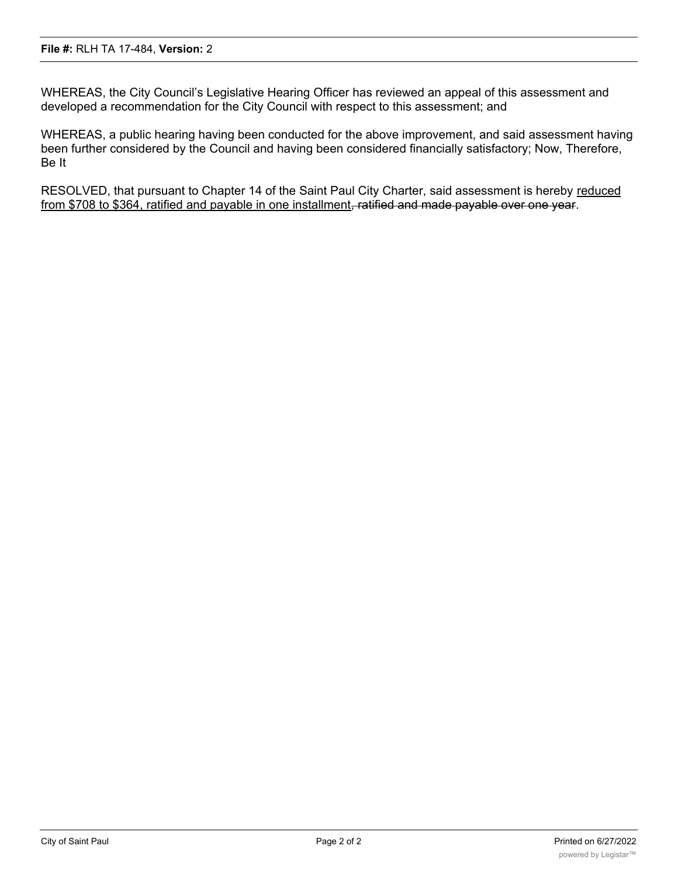WHEREAS, the City Council's Legislative Hearing Officer has reviewed an appeal of this assessment and developed a recommendation for the City Council with respect to this assessment; and

WHEREAS, a public hearing having been conducted for the above improvement, and said assessment having been further considered by the Council and having been considered financially satisfactory; Now, Therefore, Be It

RESOLVED, that pursuant to Chapter 14 of the Saint Paul City Charter, said assessment is hereby reduced from $708 to $364, ratified and payable in one installment~~, ratified and made payable over one year~~.